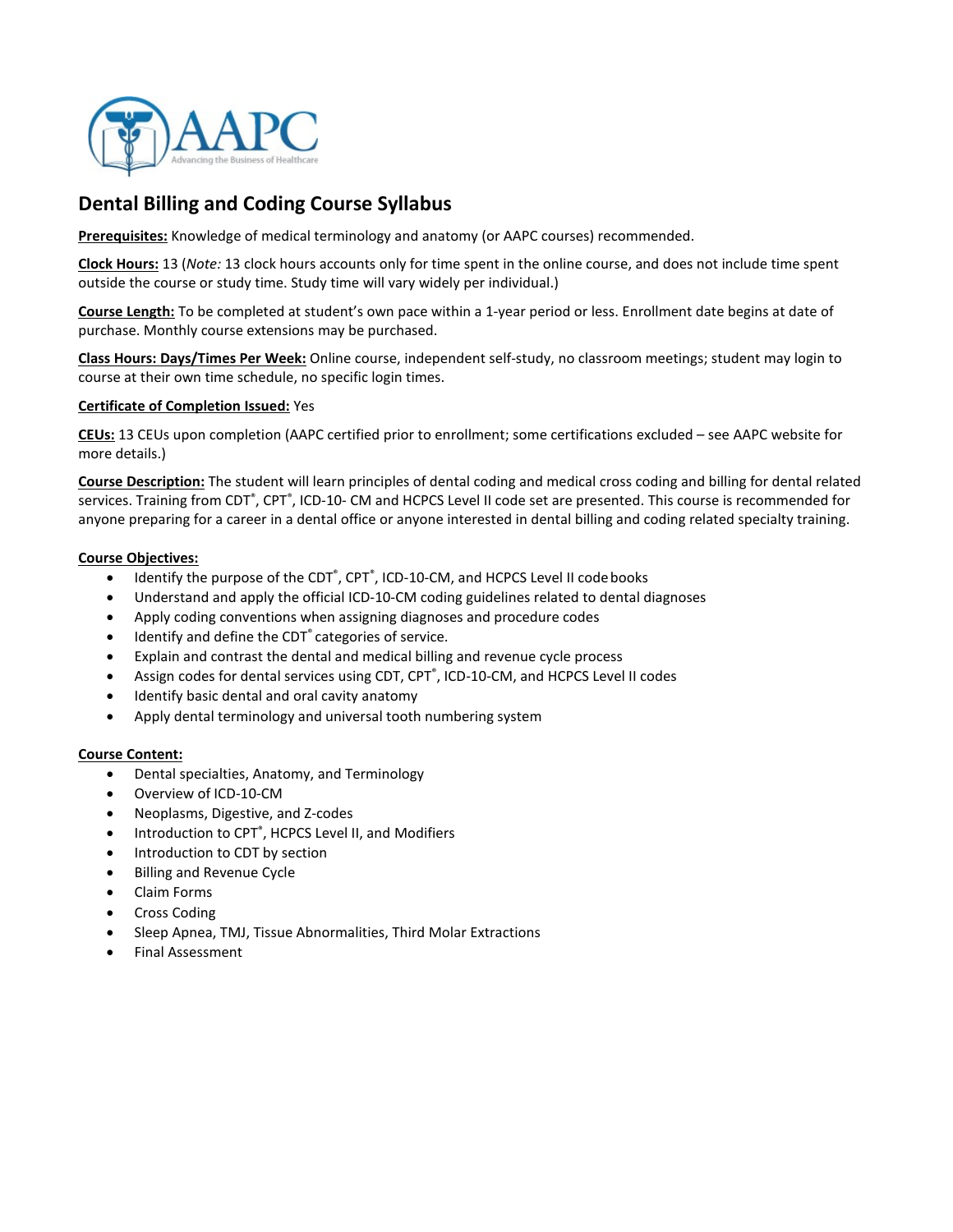# Dental Billing and Coding Course Syllabus

**Prerequisites:** Knowledge of medical terminology and anatomy (or AAPC courses) recommended.

**Clock Hours:** 13 (*Note:* 13 clock hours accounts only for time spent in the online course, and does not include time spent outside the course or study time. Study time will vary widely per individual.)

**Course Length:** To be completed at student's own pace within a 1-year period or less. Enrollment date begins at date of purchase. Monthly course extensions may be purchased.

**Class Hours: Days/Times Per Week:** Online course, independent self-study, no classroom meetings; student may login to course at their own time schedule, no specific login times.

**Certificate of Completion Issued:** Yes

**CEUs:** 13 CEUs upon completion (AAPC certified prior to enrollment; some certifications excluded – see AAPC website for more details.)

**Course Description:** The student will learn principles of dental coding and medical cross coding and billing for dental related services. Training from CDT®, CPT®, ICD-10- CM and HCPCS Level II code set are presented. This course is recommended for anyone preparing for a career in a dental office or anyone interested in dental billing and coding related specialty training.

**Course Objectives:**

- Identify the purpose of the CDT®, CPT®, ICD-10-CM, and HCPCS Level II code books
- Understand and apply the official ICD-10-CM coding guidelines related to dental diagnoses
- Apply coding conventions when assigning diagnoses and procedure codes
- Identify and define the CDT® categories of service.
- Explain and contrast the dental and medical billing and revenue cycle process
- Assign codes for dental services using CDT, CPT®, ICD-10-CM, and HCPCS Level II codes
- Identify basic dental and oral cavity anatomy
- Apply dental terminology and universal tooth numbering system

**Course Content:**

- Dental specialties, Anatomy, and Terminology
- Overview of ICD-10-CM
- Neoplasms, Digestive, and Z-codes
- Introduction to CPT®, HCPCS Level II, and Modifiers
- Introduction to CDT by section
- Billing and Revenue Cycle
- Claim Forms
- Cross Coding
- Sleep Apnea, TMJ, Tissue Abnormalities, Third Molar Extractions
- Final Assessment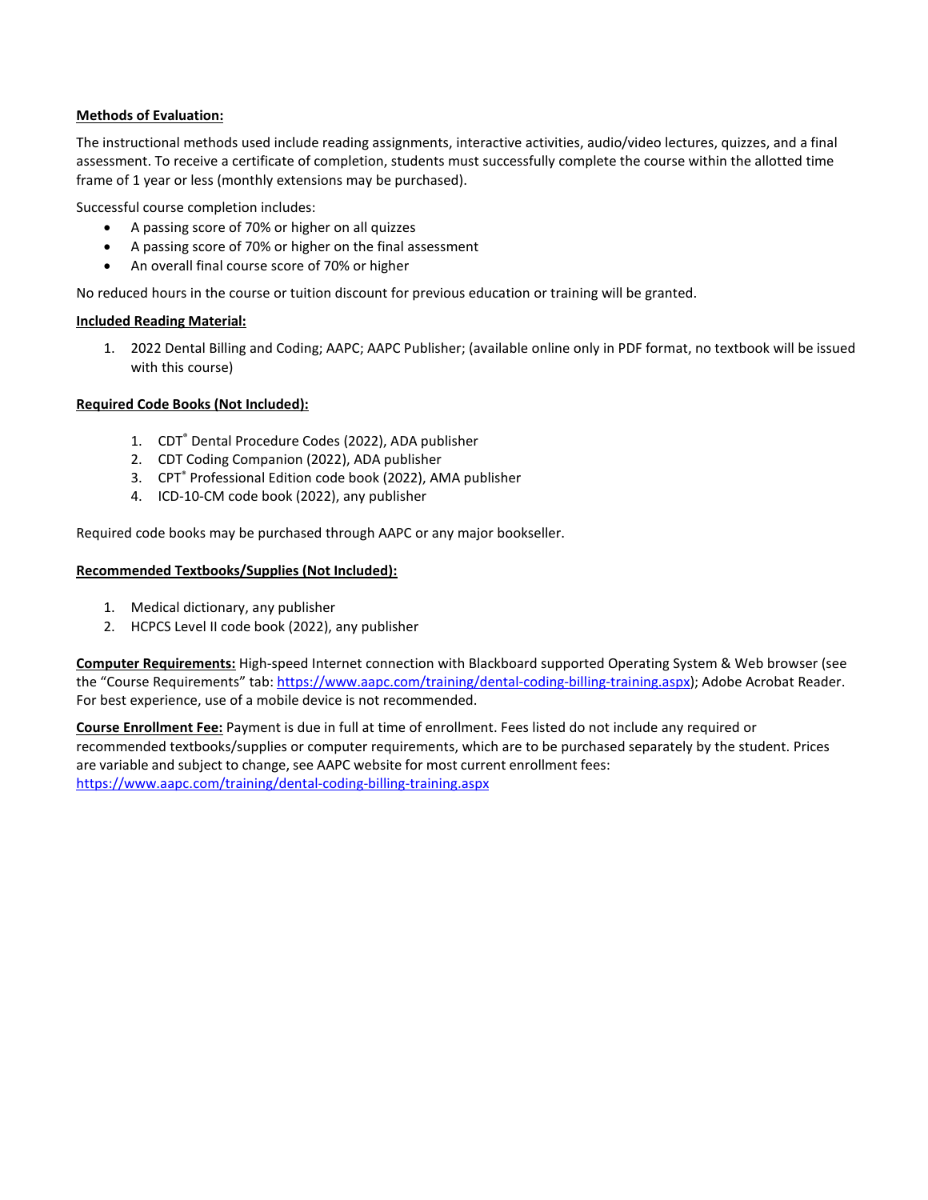**Methods of Evaluation:**

The instructional methods used include reading assignments, interactive activities, audio/video lectures, quizzes, and a final assessment. To receive a certificate of completion, students must successfully complete the course within the allotted time frame of 1 year or less (monthly extensions may be purchased).

Successful course completion includes:

- A passing score of 70% or higher on all quizzes
- A passing score of 70% or higher on the final assessment
- An overall final course score of 70% or higher

No reduced hours in the course or tuition discount for previous education or training will be granted.

**Included Reading Material:**

1. 2022 Dental Billing and Coding; AAPC; AAPC Publisher; (available online only in PDF format, no textbook will be issued with this course)

**Required Code Books (Not Included):**

1. CDT® Dental Procedure Codes (2022), ADA publisher
2. CDT Coding Companion (2022), ADA publisher
3. CPT® Professional Edition code book (2022), AMA publisher
4. ICD-10-CM code book (2022), any publisher

Required code books may be purchased through AAPC or any major bookseller.

**Recommended Textbooks/Supplies (Not Included):**

1. Medical dictionary, any publisher
2. HCPCS Level II code book (2022), any publisher

**Computer Requirements:** High-speed Internet connection with Blackboard supported Operating System & Web browser (see the "Course Requirements" tab: https://www.aapc.com/training/dental-coding-billing-training.aspx); Adobe Acrobat Reader. For best experience, use of a mobile device is not recommended.

**Course Enrollment Fee:** Payment is due in full at time of enrollment. Fees listed do not include any required or recommended textbooks/supplies or computer requirements, which are to be purchased separately by the student. Prices are variable and subject to change, see AAPC website for most current enrollment fees: https://www.aapc.com/training/dental-coding-billing-training.aspx